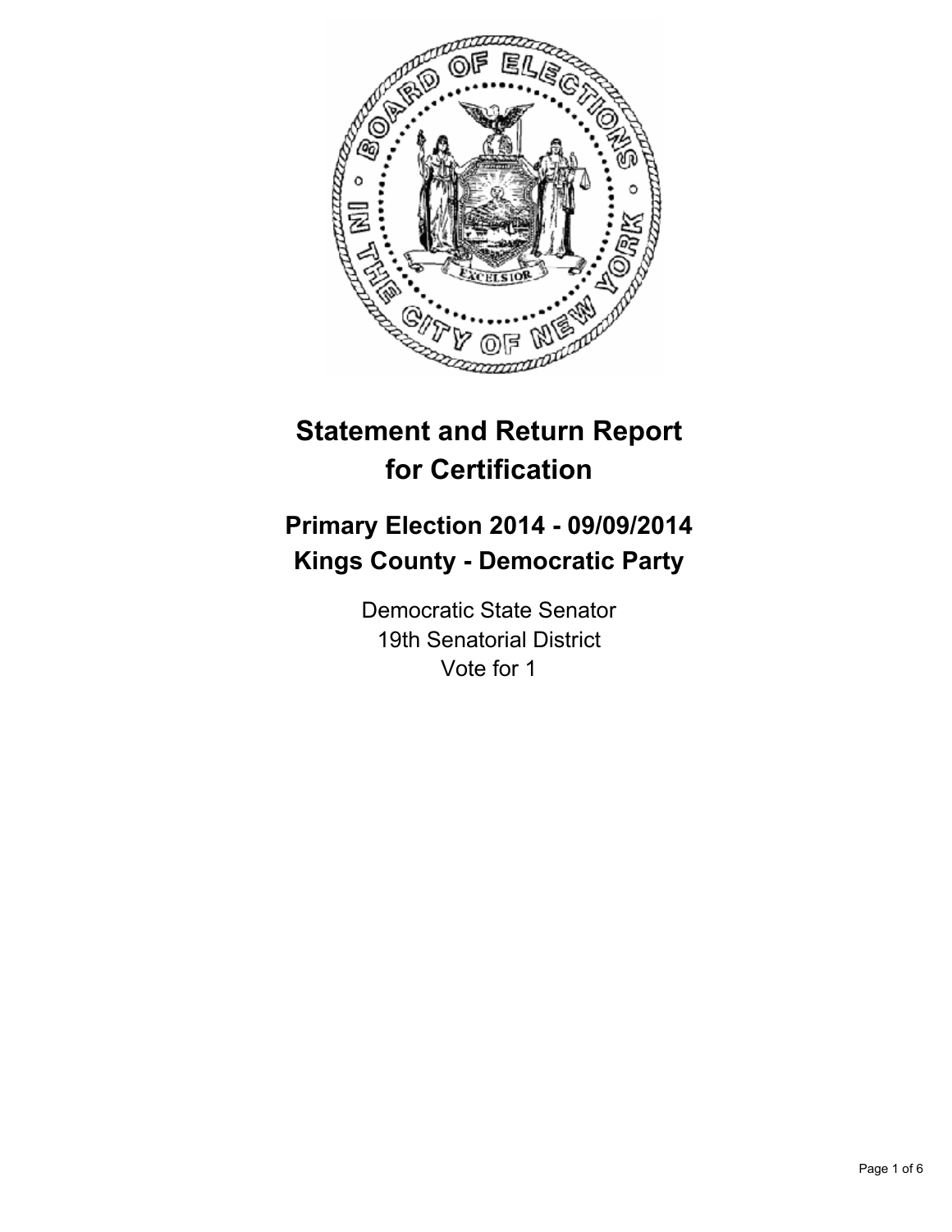# Statement and Return Report for Certification

## Primary Election 2014 - 09/09/2014
## Kings County - Democratic Party

Democratic State Senator
19th Senatorial District
Vote for 1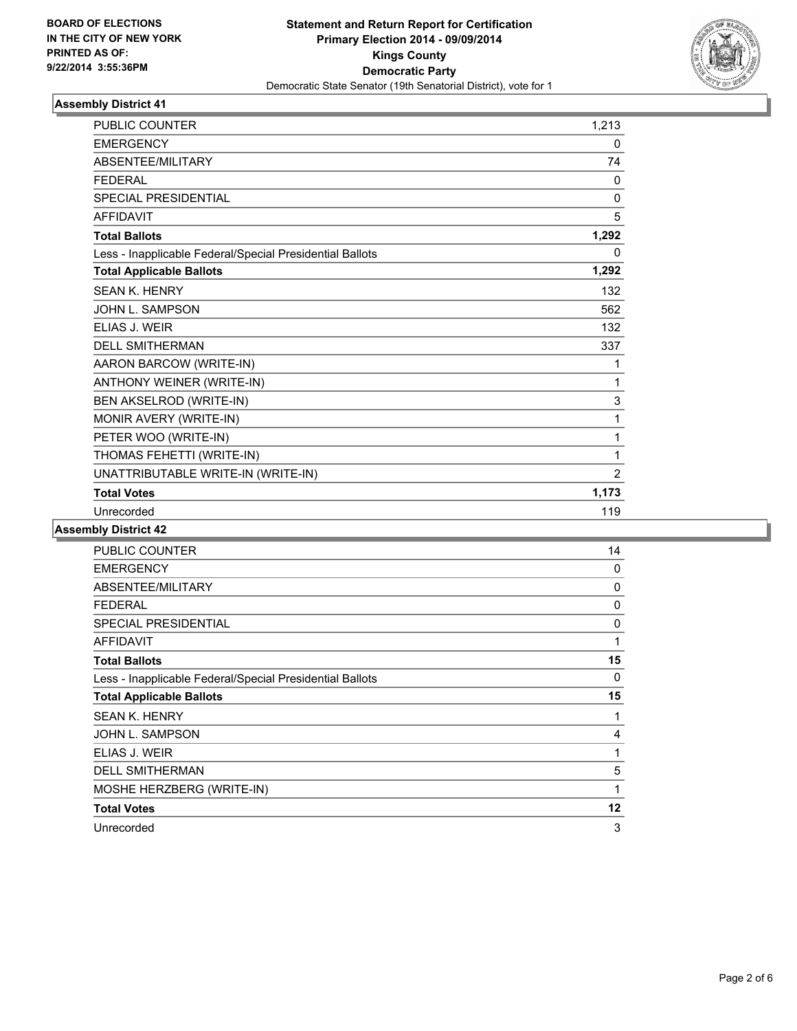**BOARD OF ELECTIONS IN THE CITY OF NEW YORK PRINTED AS OF: 9/22/2014 3:55:36PM**

**Statement and Return Report for Certification**
**Primary Election 2014 - 09/09/2014**
**Kings County**
**Democratic Party**
Democratic State Senator (19th Senatorial District), vote for 1

### Assembly District 41

| | |
|---|---|
| PUBLIC COUNTER | 1,213 |
| EMERGENCY | 0 |
| ABSENTEE/MILITARY | 74 |
| FEDERAL | 0 |
| SPECIAL PRESIDENTIAL | 0 |
| AFFIDAVIT | 5 |
| **Total Ballots** | **1,292** |
| Less - Inapplicable Federal/Special Presidential Ballots | 0 |
| **Total Applicable Ballots** | **1,292** |
| SEAN K. HENRY | 132 |
| JOHN L. SAMPSON | 562 |
| ELIAS J. WEIR | 132 |
| DELL SMITHERMAN | 337 |
| AARON BARCOW (WRITE-IN) | 1 |
| ANTHONY WEINER (WRITE-IN) | 1 |
| BEN AKSELROD (WRITE-IN) | 3 |
| MONIR AVERY (WRITE-IN) | 1 |
| PETER WOO (WRITE-IN) | 1 |
| THOMAS FEHETTI (WRITE-IN) | 1 |
| UNATTRIBUTABLE WRITE-IN (WRITE-IN) | 2 |
| **Total Votes** | **1,173** |
| Unrecorded | 119 |

### Assembly District 42

| | |
|---|---|
| PUBLIC COUNTER | 14 |
| EMERGENCY | 0 |
| ABSENTEE/MILITARY | 0 |
| FEDERAL | 0 |
| SPECIAL PRESIDENTIAL | 0 |
| AFFIDAVIT | 1 |
| **Total Ballots** | **15** |
| Less - Inapplicable Federal/Special Presidential Ballots | 0 |
| **Total Applicable Ballots** | **15** |
| SEAN K. HENRY | 1 |
| JOHN L. SAMPSON | 4 |
| ELIAS J. WEIR | 1 |
| DELL SMITHERMAN | 5 |
| MOSHE HERZBERG (WRITE-IN) | 1 |
| **Total Votes** | **12** |
| Unrecorded | 3 |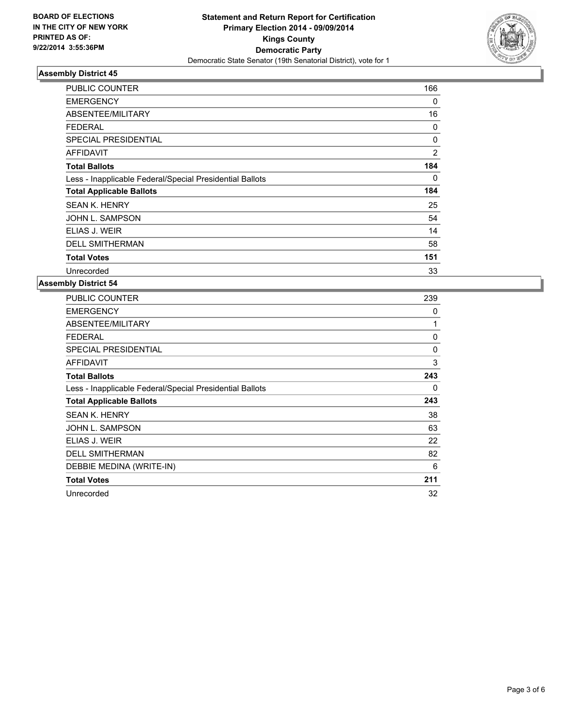**BOARD OF ELECTIONS IN THE CITY OF NEW YORK PRINTED AS OF: 9/22/2014 3:55:36PM**

**Statement and Return Report for Certification**
**Primary Election 2014 - 09/09/2014**
**Kings County**
**Democratic Party**
Democratic State Senator (19th Senatorial District), vote for 1

## Assembly District 45

| | |
|---|---|
| PUBLIC COUNTER | 166 |
| EMERGENCY | 0 |
| ABSENTEE/MILITARY | 16 |
| FEDERAL | 0 |
| SPECIAL PRESIDENTIAL | 0 |
| AFFIDAVIT | 2 |
| **Total Ballots** | **184** |
| Less - Inapplicable Federal/Special Presidential Ballots | 0 |
| **Total Applicable Ballots** | **184** |
| SEAN K. HENRY | 25 |
| JOHN L. SAMPSON | 54 |
| ELIAS J. WEIR | 14 |
| DELL SMITHERMAN | 58 |
| **Total Votes** | **151** |
| Unrecorded | 33 |

## Assembly District 54

| | |
|---|---|
| PUBLIC COUNTER | 239 |
| EMERGENCY | 0 |
| ABSENTEE/MILITARY | 1 |
| FEDERAL | 0 |
| SPECIAL PRESIDENTIAL | 0 |
| AFFIDAVIT | 3 |
| **Total Ballots** | **243** |
| Less - Inapplicable Federal/Special Presidential Ballots | 0 |
| **Total Applicable Ballots** | **243** |
| SEAN K. HENRY | 38 |
| JOHN L. SAMPSON | 63 |
| ELIAS J. WEIR | 22 |
| DELL SMITHERMAN | 82 |
| DEBBIE MEDINA (WRITE-IN) | 6 |
| **Total Votes** | **211** |
| Unrecorded | 32 |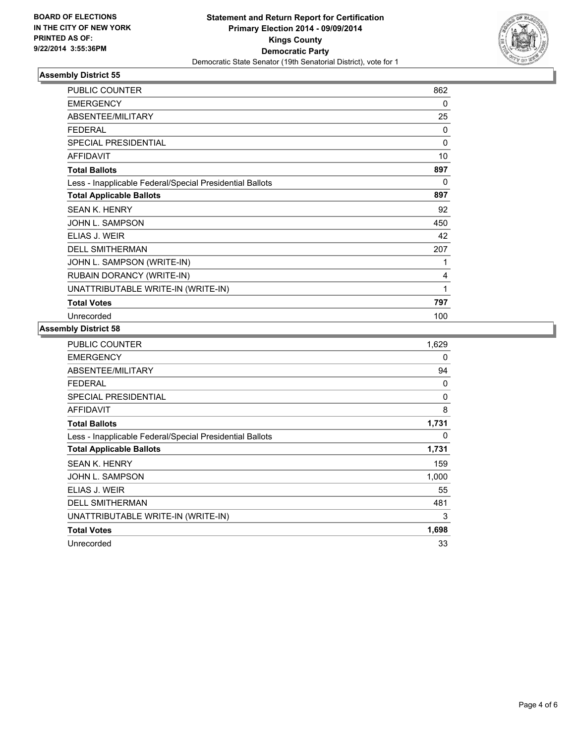**BOARD OF ELECTIONS IN THE CITY OF NEW YORK PRINTED AS OF: 9/22/2014 3:55:36PM**

**Statement and Return Report for Certification**
**Primary Election 2014 - 09/09/2014**
**Kings County**
**Democratic Party**
Democratic State Senator (19th Senatorial District), vote for 1

### Assembly District 55

| | |
|---|---|
| PUBLIC COUNTER | 862 |
| EMERGENCY | 0 |
| ABSENTEE/MILITARY | 25 |
| FEDERAL | 0 |
| SPECIAL PRESIDENTIAL | 0 |
| AFFIDAVIT | 10 |
| **Total Ballots** | **897** |
| Less - Inapplicable Federal/Special Presidential Ballots | 0 |
| **Total Applicable Ballots** | **897** |
| SEAN K. HENRY | 92 |
| JOHN L. SAMPSON | 450 |
| ELIAS J. WEIR | 42 |
| DELL SMITHERMAN | 207 |
| JOHN L. SAMPSON (WRITE-IN) | 1 |
| RUBAIN DORANCY (WRITE-IN) | 4 |
| UNATTRIBUTABLE WRITE-IN (WRITE-IN) | 1 |
| **Total Votes** | **797** |
| Unrecorded | 100 |

### Assembly District 58

| | |
|---|---|
| PUBLIC COUNTER | 1,629 |
| EMERGENCY | 0 |
| ABSENTEE/MILITARY | 94 |
| FEDERAL | 0 |
| SPECIAL PRESIDENTIAL | 0 |
| AFFIDAVIT | 8 |
| **Total Ballots** | **1,731** |
| Less - Inapplicable Federal/Special Presidential Ballots | 0 |
| **Total Applicable Ballots** | **1,731** |
| SEAN K. HENRY | 159 |
| JOHN L. SAMPSON | 1,000 |
| ELIAS J. WEIR | 55 |
| DELL SMITHERMAN | 481 |
| UNATTRIBUTABLE WRITE-IN (WRITE-IN) | 3 |
| **Total Votes** | **1,698** |
| Unrecorded | 33 |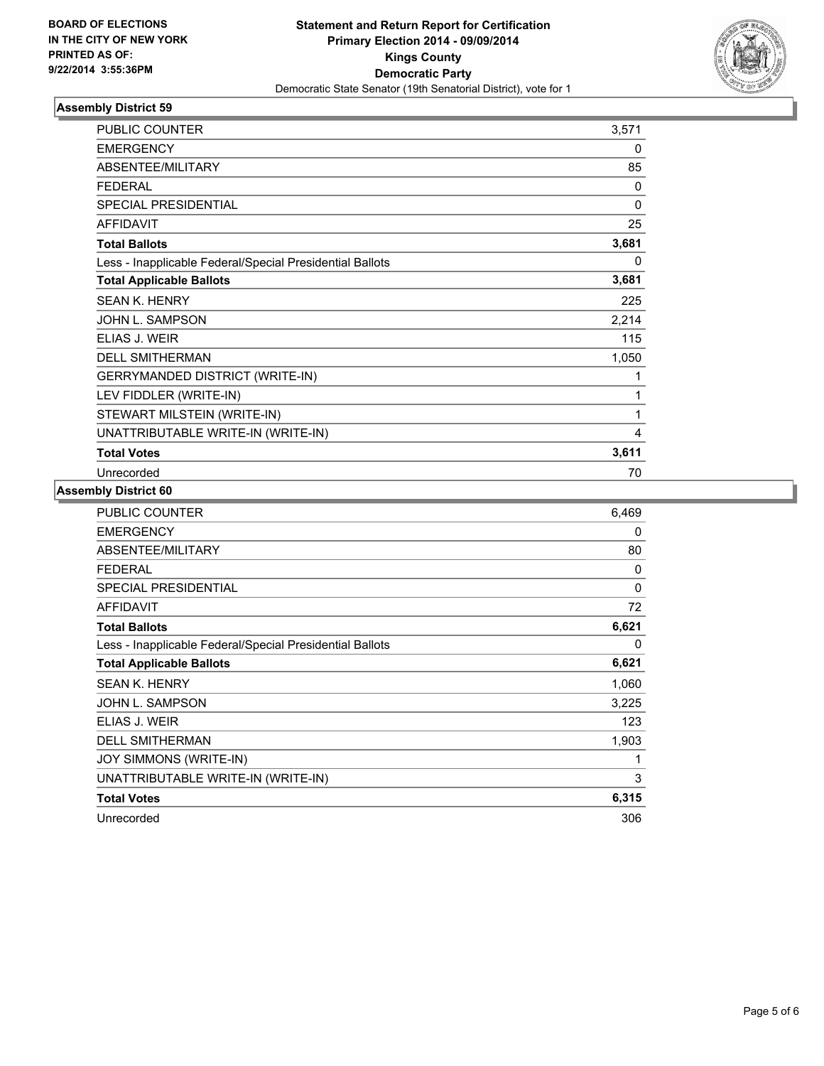BOARD OF ELECTIONS
IN THE CITY OF NEW YORK
PRINTED AS OF:
9/22/2014 3:55:36PM

**Statement and Return Report for Certification**
**Primary Election 2014 - 09/09/2014**
**Kings County**
**Democratic Party**
Democratic State Senator (19th Senatorial District), vote for 1

### Assembly District 59

| | |
|---|---|
| PUBLIC COUNTER | 3,571 |
| EMERGENCY | 0 |
| ABSENTEE/MILITARY | 85 |
| FEDERAL | 0 |
| SPECIAL PRESIDENTIAL | 0 |
| AFFIDAVIT | 25 |
| **Total Ballots** | **3,681** |
| Less - Inapplicable Federal/Special Presidential Ballots | 0 |
| **Total Applicable Ballots** | **3,681** |
| SEAN K. HENRY | 225 |
| JOHN L. SAMPSON | 2,214 |
| ELIAS J. WEIR | 115 |
| DELL SMITHERMAN | 1,050 |
| GERRYMANDED DISTRICT (WRITE-IN) | 1 |
| LEV FIDDLER (WRITE-IN) | 1 |
| STEWART MILSTEIN (WRITE-IN) | 1 |
| UNATTRIBUTABLE WRITE-IN (WRITE-IN) | 4 |
| **Total Votes** | **3,611** |
| Unrecorded | 70 |

### Assembly District 60

| | |
|---|---|
| PUBLIC COUNTER | 6,469 |
| EMERGENCY | 0 |
| ABSENTEE/MILITARY | 80 |
| FEDERAL | 0 |
| SPECIAL PRESIDENTIAL | 0 |
| AFFIDAVIT | 72 |
| **Total Ballots** | **6,621** |
| Less - Inapplicable Federal/Special Presidential Ballots | 0 |
| **Total Applicable Ballots** | **6,621** |
| SEAN K. HENRY | 1,060 |
| JOHN L. SAMPSON | 3,225 |
| ELIAS J. WEIR | 123 |
| DELL SMITHERMAN | 1,903 |
| JOY SIMMONS (WRITE-IN) | 1 |
| UNATTRIBUTABLE WRITE-IN (WRITE-IN) | 3 |
| **Total Votes** | **6,315** |
| Unrecorded | 306 |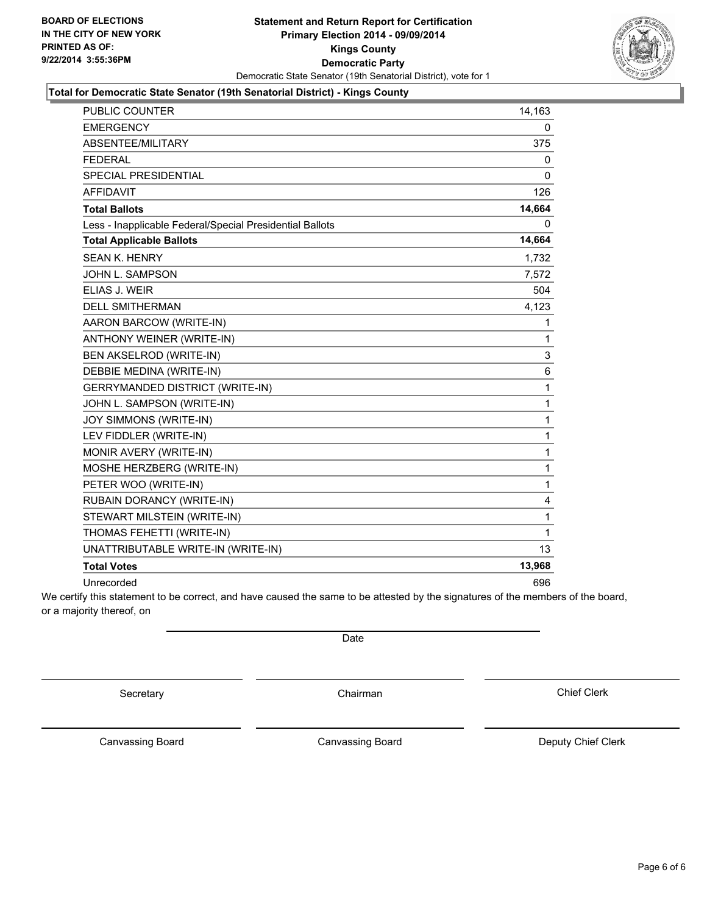BOARD OF ELECTIONS
IN THE CITY OF NEW YORK
PRINTED AS OF:
9/22/2014 3:55:36PM

# Statement and Return Report for Certification
## Primary Election 2014 - 09/09/2014
## Kings County
## Democratic Party

Democratic State Senator (19th Senatorial District), vote for 1

### Total for Democratic State Senator (19th Senatorial District) - Kings County

| | |
|---|---|
| PUBLIC COUNTER | 14,163 |
| EMERGENCY | 0 |
| ABSENTEE/MILITARY | 375 |
| FEDERAL | 0 |
| SPECIAL PRESIDENTIAL | 0 |
| AFFIDAVIT | 126 |
| **Total Ballots** | **14,664** |
| Less - Inapplicable Federal/Special Presidential Ballots | 0 |
| **Total Applicable Ballots** | **14,664** |
| SEAN K. HENRY | 1,732 |
| JOHN L. SAMPSON | 7,572 |
| ELIAS J. WEIR | 504 |
| DELL SMITHERMAN | 4,123 |
| AARON BARCOW (WRITE-IN) | 1 |
| ANTHONY WEINER (WRITE-IN) | 1 |
| BEN AKSELROD (WRITE-IN) | 3 |
| DEBBIE MEDINA (WRITE-IN) | 6 |
| GERRYMANDED DISTRICT (WRITE-IN) | 1 |
| JOHN L. SAMPSON (WRITE-IN) | 1 |
| JOY SIMMONS (WRITE-IN) | 1 |
| LEV FIDDLER (WRITE-IN) | 1 |
| MONIR AVERY (WRITE-IN) | 1 |
| MOSHE HERZBERG (WRITE-IN) | 1 |
| PETER WOO (WRITE-IN) | 1 |
| RUBAIN DORANCY (WRITE-IN) | 4 |
| STEWART MILSTEIN (WRITE-IN) | 1 |
| THOMAS FEHETTI (WRITE-IN) | 1 |
| UNATTRIBUTABLE WRITE-IN (WRITE-IN) | 13 |
| **Total Votes** | **13,968** |
| Unrecorded | 696 |

We certify this statement to be correct, and have caused the same to be attested by the signatures of the members of the board, or a majority thereof, on

Date

Secretary | Chairman | Chief Clerk

Canvassing Board | Canvassing Board | Deputy Chief Clerk